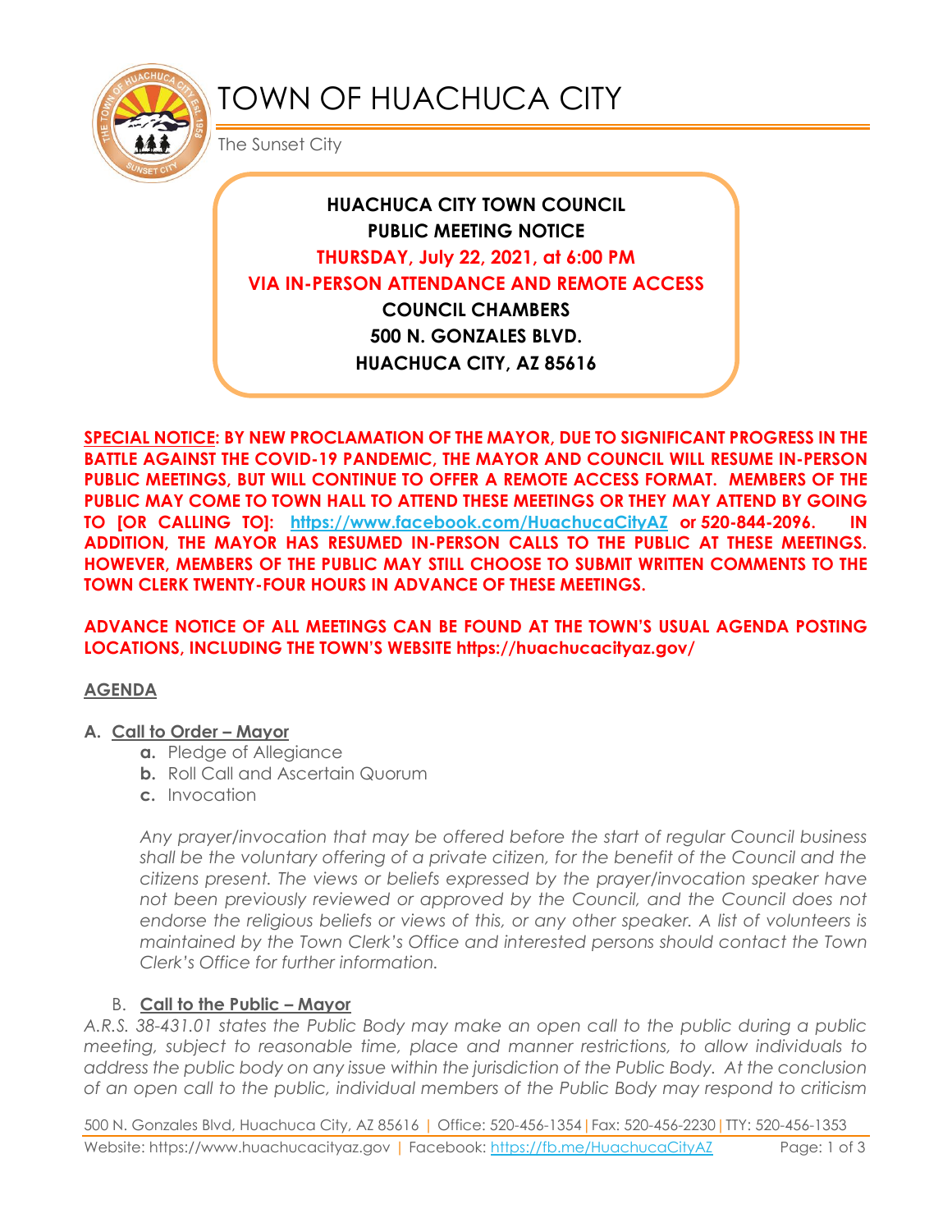# TOWN OF HUACHUCA CITY

The Sunset City

**HUACHUCA CITY TOWN COUNCIL**
**PUBLIC MEETING NOTICE**
**THURSDAY, July 22, 2021, at 6:00 PM**
**VIA IN-PERSON ATTENDANCE AND REMOTE ACCESS**
**COUNCIL CHAMBERS**
**500 N. GONZALES BLVD.**
**HUACHUCA CITY, AZ 85616**

**SPECIAL NOTICE: BY NEW PROCLAMATION OF THE MAYOR, DUE TO SIGNIFICANT PROGRESS IN THE BATTLE AGAINST THE COVID-19 PANDEMIC, THE MAYOR AND COUNCIL WILL RESUME IN-PERSON PUBLIC MEETINGS, BUT WILL CONTINUE TO OFFER A REMOTE ACCESS FORMAT. MEMBERS OF THE PUBLIC MAY COME TO TOWN HALL TO ATTEND THESE MEETINGS OR THEY MAY ATTEND BY GOING TO [OR CALLING TO]: https://www.facebook.com/HuachucaCityAZ or 520-844-2096. IN ADDITION, THE MAYOR HAS RESUMED IN-PERSON CALLS TO THE PUBLIC AT THESE MEETINGS. HOWEVER, MEMBERS OF THE PUBLIC MAY STILL CHOOSE TO SUBMIT WRITTEN COMMENTS TO THE TOWN CLERK TWENTY-FOUR HOURS IN ADVANCE OF THESE MEETINGS.**

**ADVANCE NOTICE OF ALL MEETINGS CAN BE FOUND AT THE TOWN'S USUAL AGENDA POSTING LOCATIONS, INCLUDING THE TOWN'S WEBSITE https://huachucacityaz.gov/**

## AGENDA

### A. Call to Order – Mayor

a. Pledge of Allegiance
b. Roll Call and Ascertain Quorum
c. Invocation

*Any prayer/invocation that may be offered before the start of regular Council business shall be the voluntary offering of a private citizen, for the benefit of the Council and the citizens present. The views or beliefs expressed by the prayer/invocation speaker have not been previously reviewed or approved by the Council, and the Council does not endorse the religious beliefs or views of this, or any other speaker. A list of volunteers is maintained by the Town Clerk's Office and interested persons should contact the Town Clerk's Office for further information.*

### B. Call to the Public – Mayor

*A.R.S. 38-431.01 states the Public Body may make an open call to the public during a public meeting, subject to reasonable time, place and manner restrictions, to allow individuals to address the public body on any issue within the jurisdiction of the Public Body. At the conclusion of an open call to the public, individual members of the Public Body may respond to criticism*

500 N. Gonzales Blvd, Huachuca City, AZ 85616 | Office: 520-456-1354 | Fax: 520-456-2230 | TTY: 520-456-1353
Website: https://www.huachucacityaz.gov | Facebook: https://fb.me/HuachucaCityAZ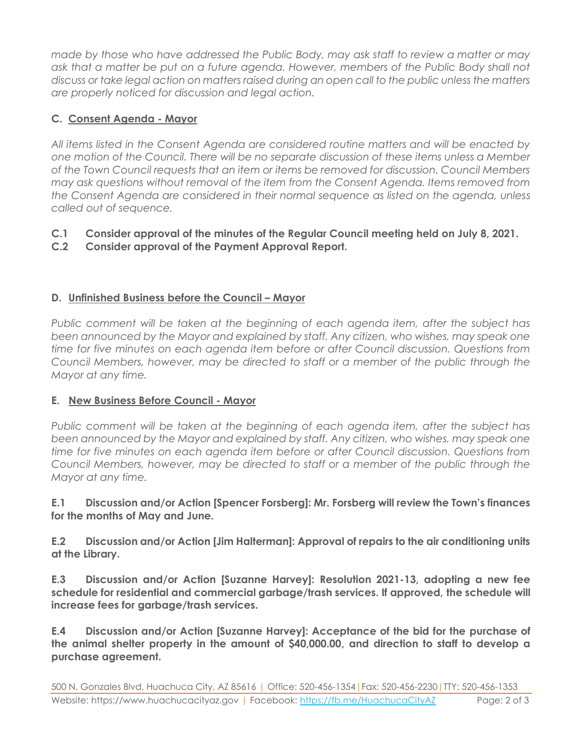*made by those who have addressed the Public Body, may ask staff to review a matter or may ask that a matter be put on a future agenda. However, members of the Public Body shall not discuss or take legal action on matters raised during an open call to the public unless the matters are properly noticed for discussion and legal action.*

## C. Consent Agenda - Mayor

*All items listed in the Consent Agenda are considered routine matters and will be enacted by one motion of the Council. There will be no separate discussion of these items unless a Member of the Town Council requests that an item or items be removed for discussion. Council Members may ask questions without removal of the item from the Consent Agenda. Items removed from the Consent Agenda are considered in their normal sequence as listed on the agenda, unless called out of sequence.*

**C.1 Consider approval of the minutes of the Regular Council meeting held on July 8, 2021.**

**C.2 Consider approval of the Payment Approval Report.**

## D. Unfinished Business before the Council – Mayor

*Public comment will be taken at the beginning of each agenda item, after the subject has been announced by the Mayor and explained by staff. Any citizen, who wishes, may speak one time for five minutes on each agenda item before or after Council discussion. Questions from Council Members, however, may be directed to staff or a member of the public through the Mayor at any time.*

## E. New Business Before Council - Mayor

*Public comment will be taken at the beginning of each agenda item, after the subject has been announced by the Mayor and explained by staff. Any citizen, who wishes, may speak one time for five minutes on each agenda item before or after Council discussion. Questions from Council Members, however, may be directed to staff or a member of the public through the Mayor at any time.*

**E.1 Discussion and/or Action [Spencer Forsberg]: Mr. Forsberg will review the Town's finances for the months of May and June.**

**E.2 Discussion and/or Action [Jim Halterman]: Approval of repairs to the air conditioning units at the Library.**

**E.3 Discussion and/or Action [Suzanne Harvey]: Resolution 2021-13, adopting a new fee schedule for residential and commercial garbage/trash services. If approved, the schedule will increase fees for garbage/trash services.**

**E.4 Discussion and/or Action [Suzanne Harvey]: Acceptance of the bid for the purchase of the animal shelter property in the amount of $40,000.00, and direction to staff to develop a purchase agreement.**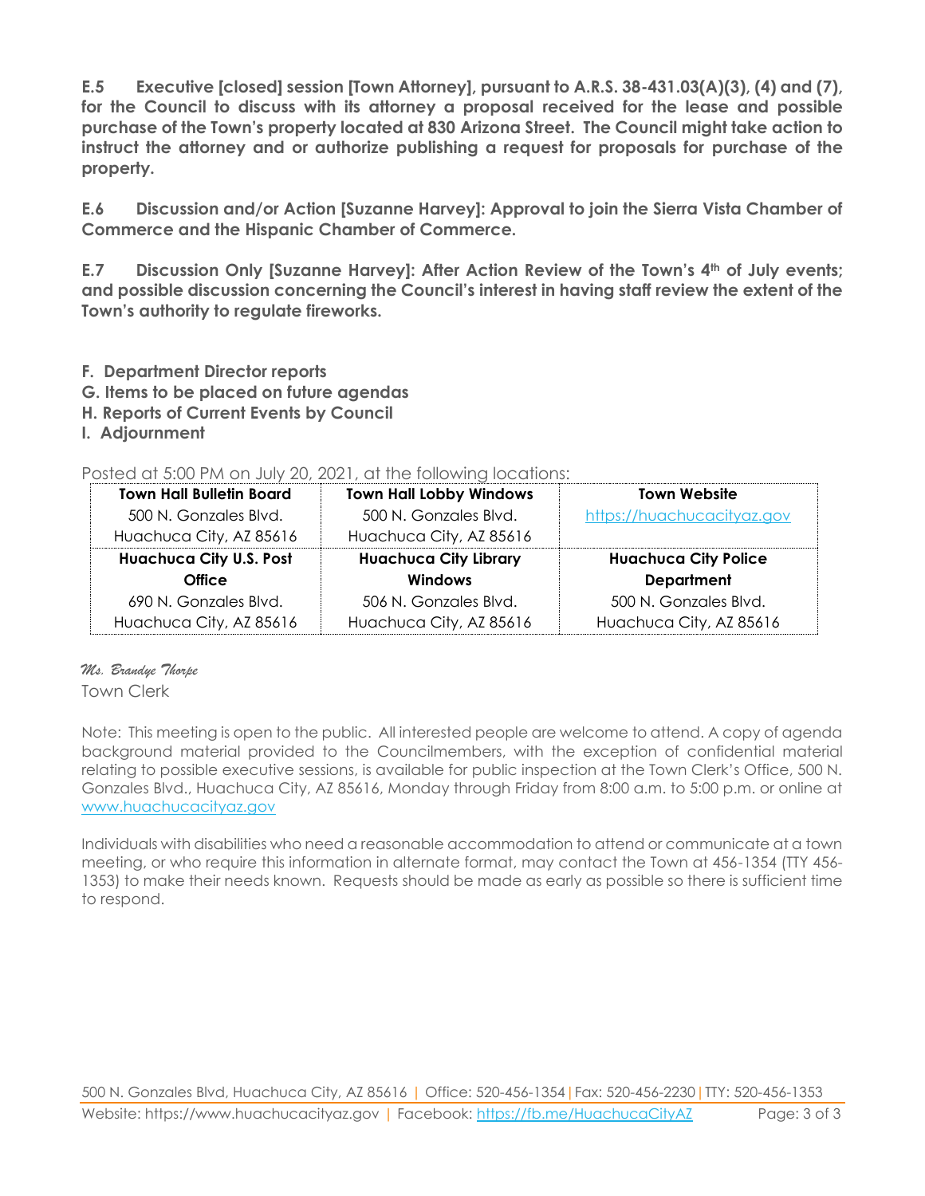**E.5 Executive [closed] session [Town Attorney], pursuant to A.R.S. 38-431.03(A)(3), (4) and (7), for the Council to discuss with its attorney a proposal received for the lease and possible purchase of the Town's property located at 830 Arizona Street. The Council might take action to instruct the attorney and or authorize publishing a request for proposals for purchase of the property.**

**E.6 Discussion and/or Action [Suzanne Harvey]: Approval to join the Sierra Vista Chamber of Commerce and the Hispanic Chamber of Commerce.**

**E.7 Discussion Only [Suzanne Harvey]: After Action Review of the Town's 4th of July events; and possible discussion concerning the Council's interest in having staff review the extent of the Town's authority to regulate fireworks.**

**F. Department Director reports**
**G. Items to be placed on future agendas**
**H. Reports of Current Events by Council**
**I. Adjournment**

Posted at 5:00 PM on July 20, 2021, at the following locations:

| | | |
|---|---|---|
| **Town Hall Bulletin Board**<br>500 N. Gonzales Blvd.<br>Huachuca City, AZ 85616 | **Town Hall Lobby Windows**<br>500 N. Gonzales Blvd.<br>Huachuca City, AZ 85616 | **Town Website**<br>https://huachucacityaz.gov |
| **Huachuca City U.S. Post Office**<br>690 N. Gonzales Blvd.<br>Huachuca City, AZ 85616 | **Huachuca City Library Windows**<br>506 N. Gonzales Blvd.<br>Huachuca City, AZ 85616 | **Huachuca City Police Department**<br>500 N. Gonzales Blvd.<br>Huachuca City, AZ 85616 |

*Ms. Brandye Thorpe*
Town Clerk

Note: This meeting is open to the public. All interested people are welcome to attend. A copy of agenda background material provided to the Councilmembers, with the exception of confidential material relating to possible executive sessions, is available for public inspection at the Town Clerk's Office, 500 N. Gonzales Blvd., Huachuca City, AZ 85616, Monday through Friday from 8:00 a.m. to 5:00 p.m. or online at www.huachucacityaz.gov

Individuals with disabilities who need a reasonable accommodation to attend or communicate at a town meeting, or who require this information in alternate format, may contact the Town at 456-1354 (TTY 456-1353) to make their needs known. Requests should be made as early as possible so there is sufficient time to respond.